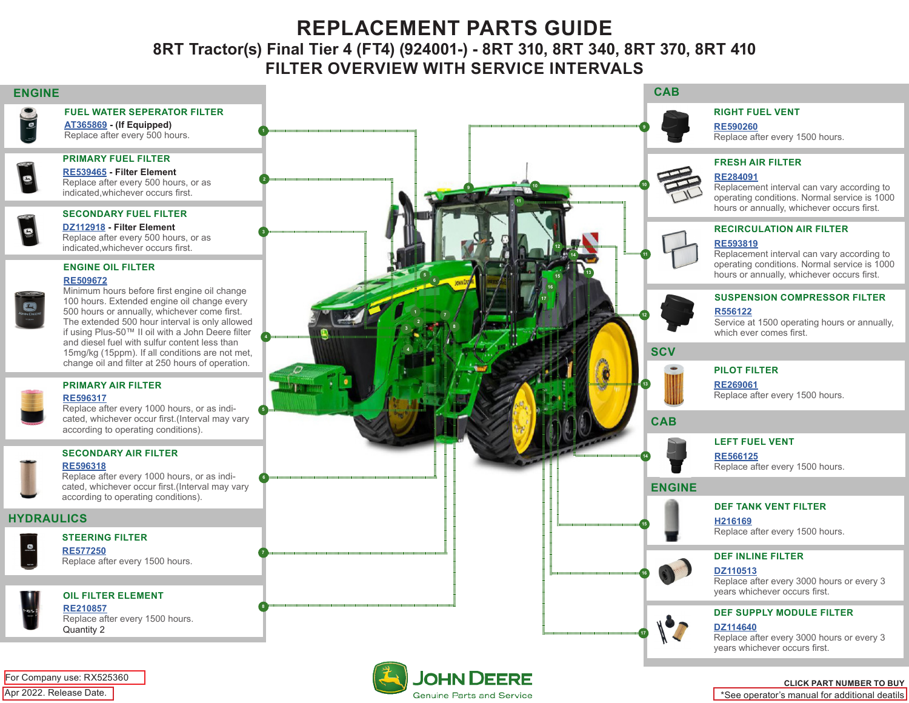# REPLACEMENT PARTS GUIDE

## 8RT Tractor(s) Final Tier 4 (FT4) (924001-) - 8RT 310, 8RT 340, 8RT 370, 8RT 410

## FILTER OVERVIEW WITH SERVICE INTERVALS

## ENGINE

### FUEL WATER SEPERATOR FILTER
**AT365869** - **(If Equipped)**
Replace after every 500 hours.

### PRIMARY FUEL FILTER
**RE539465** - **Filter Element**
Replace after every 500 hours, or as indicated,whichever occurs first.

### SECONDARY FUEL FILTER
**DZ112918** - **Filter Element**
Replace after every 500 hours, or as indicated,whichever occurs first.

### ENGINE OIL FILTER
**RE509672**
Minimum hours before first engine oil change 100 hours. Extended engine oil change every 500 hours or annually, whichever come first. The extended 500 hour interval is only allowed if using Plus-50™ II oil with a John Deere filter and diesel fuel with sulfur content less than 15mg/kg (15ppm). If all conditions are not met, change oil and filter at 250 hours of operation.

### PRIMARY AIR FILTER
**RE596317**
Replace after every 1000 hours, or as indicated, whichever occur first.(Interval may vary according to operating conditions).

### SECONDARY AIR FILTER
**RE596318**
Replace after every 1000 hours, or as indicated, whichever occur first.(Interval may vary according to operating conditions).

## HYDRAULICS

### STEERING FILTER
**RE577250**
Replace after every 1500 hours.

### OIL FILTER ELEMENT
**RE210857**
Replace after every 1500 hours.
Quantity 2

## CAB

### RIGHT FUEL VENT
**RE590260**
Replace after every 1500 hours.

### FRESH AIR FILTER
**RE284091**
Replacement interval can vary according to operating conditions. Normal service is 1000 hours or annually, whichever occurs first.

### RECIRCULATION AIR FILTER
**RE593819**
Replacement interval can vary according to operating conditions. Normal service is 1000 hours or annually, whichever occurs first.

### SUSPENSION COMPRESSOR FILTER
**R556122**
Service at 1500 operating hours or annually, which ever comes first.

## SCV

### PILOT FILTER
**RE269061**
Replace after every 1500 hours.

## CAB

### LEFT FUEL VENT
**RE566125**
Replace after every 1500 hours.

## ENGINE

### DEF TANK VENT FILTER
**H216169**
Replace after every 1500 hours.

### DEF INLINE FILTER
**DZ110513**
Replace after every 3000 hours or every 3 years whichever occurs first.

### DEF SUPPLY MODULE FILTER
**DZ114640**
Replace after every 3000 hours or every 3 years whichever occurs first.

For Company use: RX525360

Apr 2022. Release Date.

JOHN DEERE
Genuine Parts and Service

CLICK PART NUMBER TO BUY

*See operator's manual for additional deatils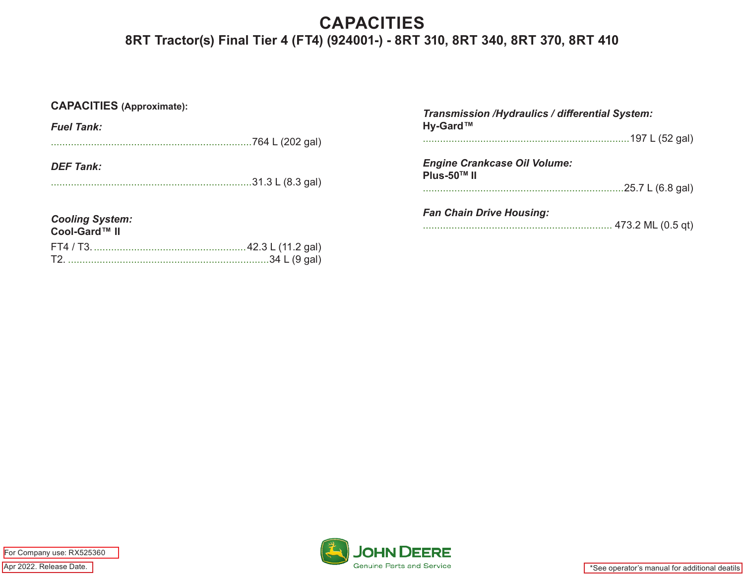# CAPACITIES

## 8RT Tractor(s) Final Tier 4 (FT4) (924001-) - 8RT 310, 8RT 340, 8RT 370, 8RT 410

**CAPACITIES** **(Approximate):**

***Fuel Tank:***

........................................................................764 L (202 gal)

***DEF Tank:***

........................................................................31.3 L (8.3 gal)

***Cooling System:***
**Cool-Gard™ II**

FT4 / T3......................................................42.3 L (11.2 gal)
T2. .......................................................................34 L (9 gal)

***Transmission /Hydraulics / differential System:***
**Hy-Gard™**

........................................................................197 L (52 gal)

***Engine Crankcase Oil Volume:***
**Plus-50™ II**

......................................................................25.7 L (6.8 gal)

***Fan Chain Drive Housing:***

.................................................................. 473.2 ML (0.5 qt)

For Company use: RX525360

Apr 2022. Release Date.

JOHN DEERE
Genuine Parts and Service

*See operator's manual for additional deatils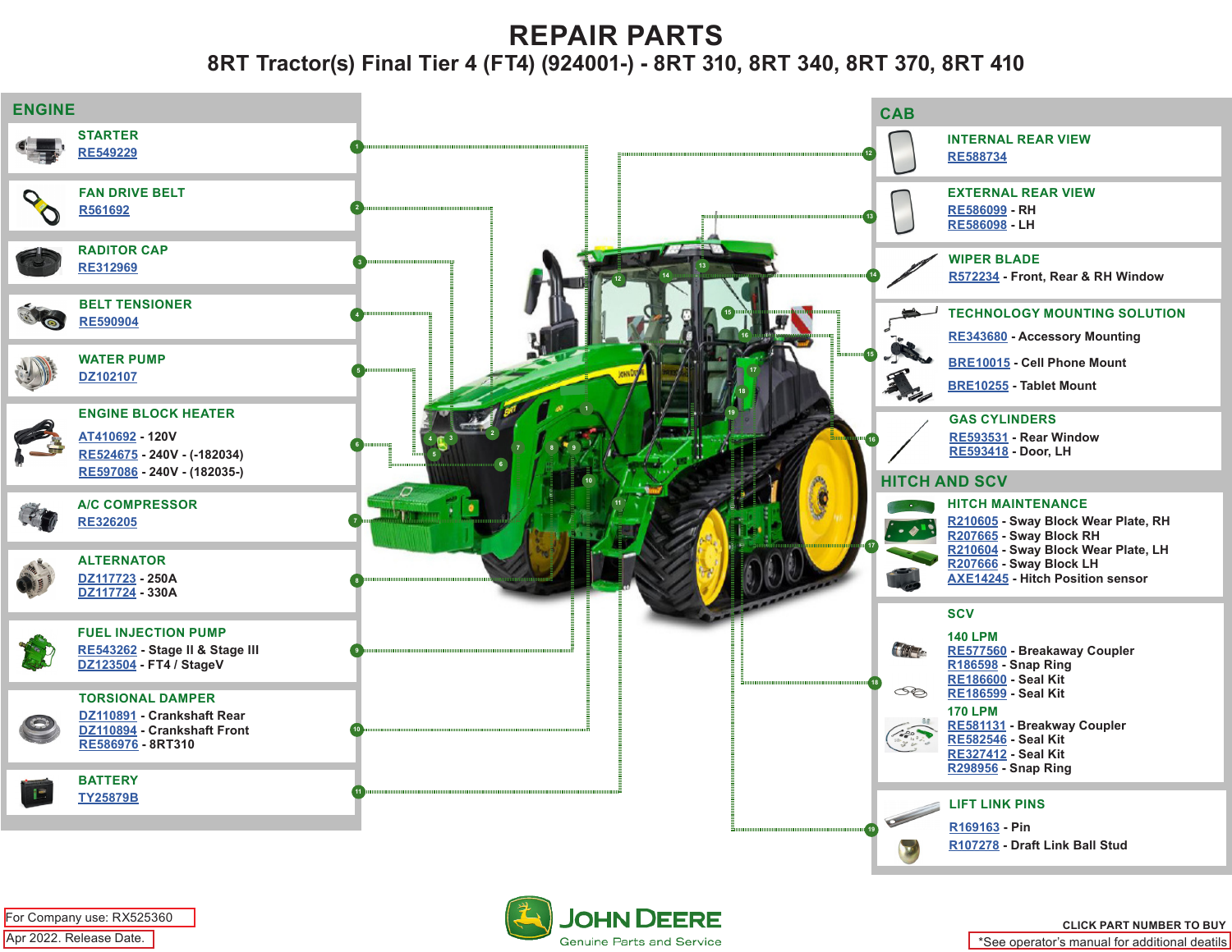# REPAIR PARTS

## 8RT Tractor(s) Final Tier 4 (FT4) (924001-) - 8RT 310, 8RT 340, 8RT 370, 8RT 410

## ENGINE

### STARTER
RE549229

### FAN DRIVE BELT
R561692

### RADITOR CAP
RE312969

### BELT TENSIONER
RE590904

### WATER PUMP
DZ102107

### ENGINE BLOCK HEATER
AT410692 - 120V
RE524675 - 240V - (-182034)
RE597086 - 240V - (182035-)

### A/C COMPRESSOR
RE326205

### ALTERNATOR
DZ117723 - 250A
DZ117724 - 330A

### FUEL INJECTION PUMP
RE543262 - Stage II & Stage III
DZ123504 - FT4 / StageV

### TORSIONAL DAMPER
DZ110891 - Crankshaft Rear
DZ110894 - Crankshaft Front
RE586976 - 8RT310

### BATTERY
TY25879B

## CAB

### INTERNAL REAR VIEW
RE588734

### EXTERNAL REAR VIEW
RE586099 - RH
RE586098 - LH

### WIPER BLADE
R572234 - Front, Rear & RH Window

### TECHNOLOGY MOUNTING SOLUTION
RE343680 - Accessory Mounting
BRE10015 - Cell Phone Mount
BRE10255 - Tablet Mount

### GAS CYLINDERS
RE593531 - Rear Window
RE593418 - Door, LH

## HITCH AND SCV

### HITCH MAINTENANCE
R210605 - Sway Block Wear Plate, RH
R207665 - Sway Block RH
R210604 - Sway Block Wear Plate, LH
R207666 - Sway Block LH
AXE14245 - Hitch Position sensor

### SCV
140 LPM
RE577560 - Breakaway Coupler
R186598 - Snap Ring
RE186600 - Seal Kit
RE186599 - Seal Kit

170 LPM
RE581131 - Breakway Coupler
RE582546 - Seal Kit
RE327412 - Seal Kit
R298956 - Snap Ring

### LIFT LINK PINS
R169163 - Pin
R107278 - Draft Link Ball Stud

For Company use: RX525360
Apr 2022. Release Date.

JOHN DEERE
Genuine Parts and Service

CLICK PART NUMBER TO BUY
*See operator's manual for additional deatils